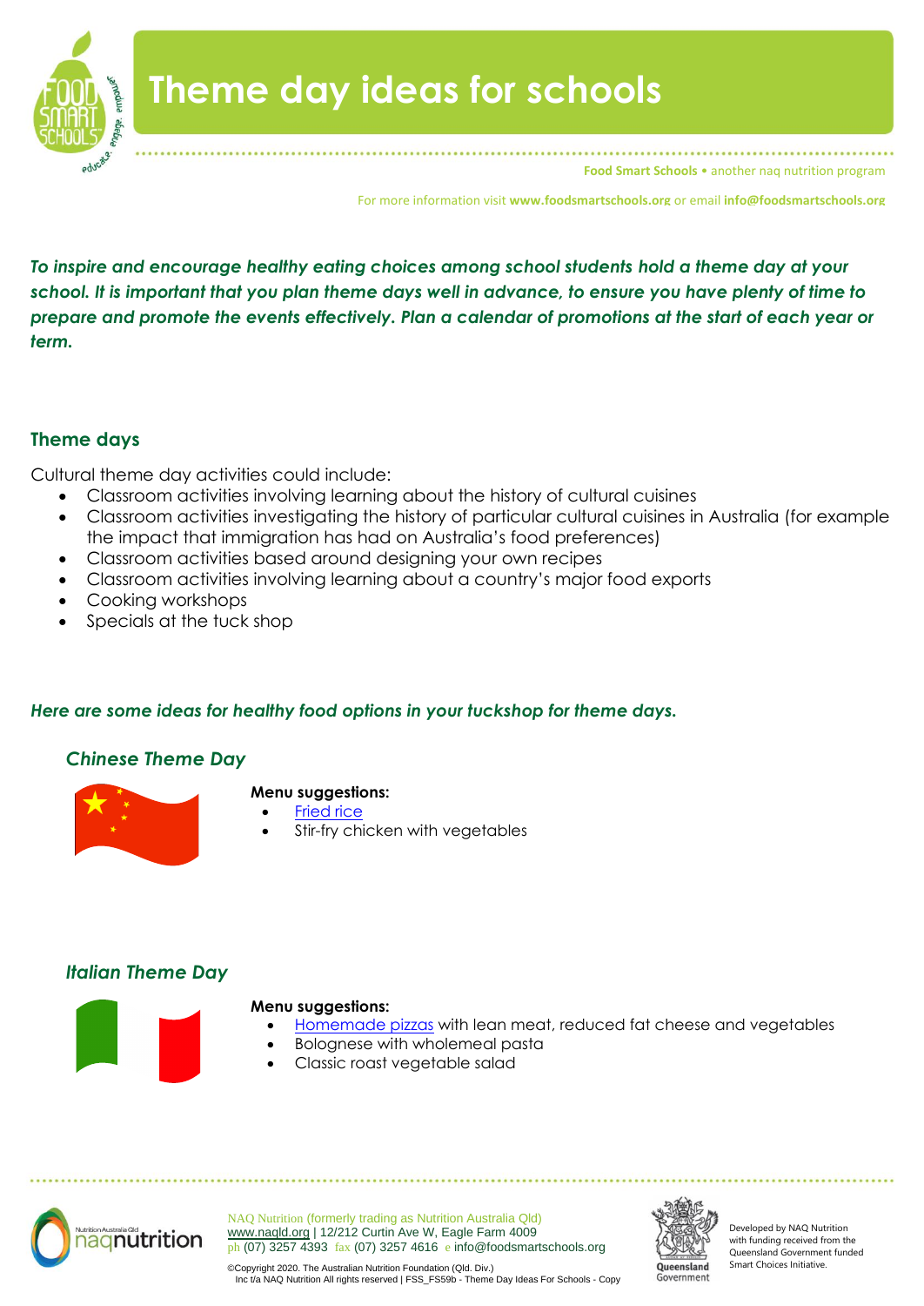# Theme day ideas for schools

**Food Smart Schools** • another naq nutrition program

For more information visit **www.foodsmartschools.org** or email **info@foodsmartschools.org**

***To inspire and encourage healthy eating choices among school students hold a theme day at your school. It is important that you plan theme days well in advance, to ensure you have plenty of time to prepare and promote the events effectively. Plan a calendar of promotions at the start of each year or term.***

## Theme days

Cultural theme day activities could include:

- Classroom activities involving learning about the history of cultural cuisines
- Classroom activities investigating the history of particular cultural cuisines in Australia (for example the impact that immigration has had on Australia's food preferences)
- Classroom activities based around designing your own recipes
- Classroom activities involving learning about a country's major food exports
- Cooking workshops
- Specials at the tuck shop

***Here are some ideas for healthy food options in your tuckshop for theme days.***

### *Chinese Theme Day*

**Menu suggestions:**

- Fried rice
- Stir-fry chicken with vegetables

### *Italian Theme Day*

**Menu suggestions:**

- Homemade pizzas with lean meat, reduced fat cheese and vegetables
- Bolognese with wholemeal pasta
- Classic roast vegetable salad

NAQ Nutrition (formerly trading as Nutrition Australia Qld)
www.naqld.org | 12/212 Curtin Ave W, Eagle Farm 4009
ph (07) 3257 4393 fax (07) 3257 4616 e info@foodsmartschools.org

©Copyright 2020. The Australian Nutrition Foundation (Qld. Div.) Inc t/a NAQ Nutrition All rights reserved | FSS_FS59b - Theme Day Ideas For Schools - Copy

Developed by NAQ Nutrition with funding received from the Queensland Government funded Smart Choices Initiative.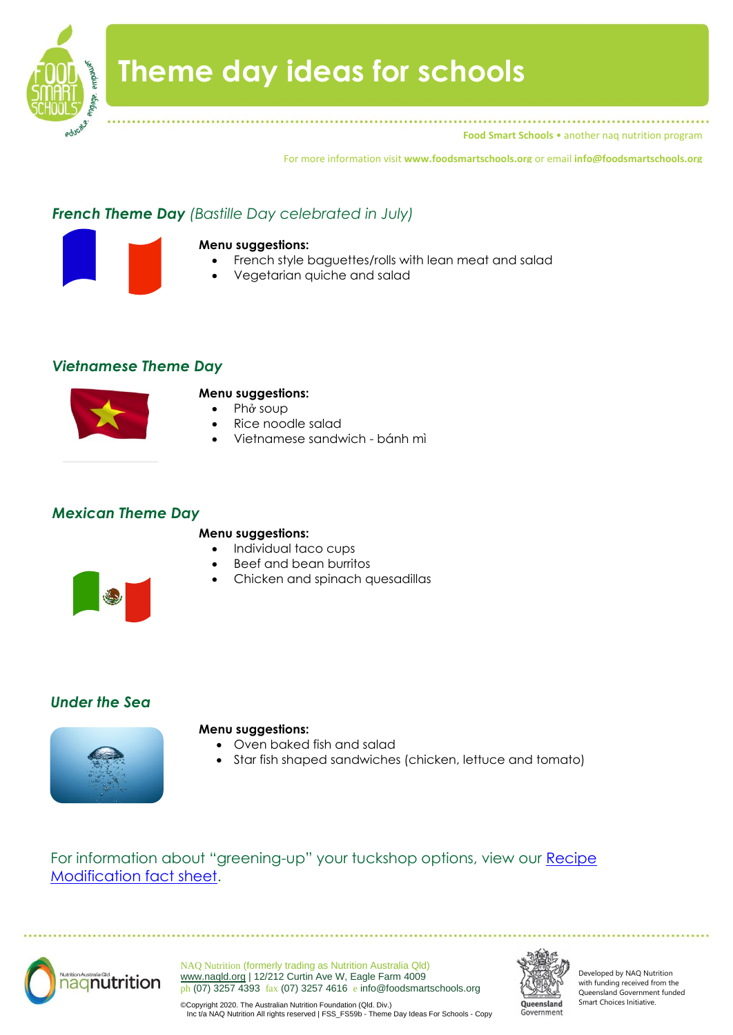# Theme day ideas for schools

**Food Smart Schools** • another naq nutrition program

For more information visit **www.foodsmartschools.org** or email **info@foodsmartschools.org**

### *French Theme Day* *(Bastille Day celebrated in July)*

**Menu suggestions:**

- French style baguettes/rolls with lean meat and salad
- Vegetarian quiche and salad

### *Vietnamese Theme Day*

**Menu suggestions:**

- Phở soup
- Rice noodle salad
- Vietnamese sandwich - bánh mì

### *Mexican Theme Day*

**Menu suggestions:**

- Individual taco cups
- Beef and bean burritos
- Chicken and spinach quesadillas

### *Under the Sea*

**Menu suggestions:**

- Oven baked fish and salad
- Star fish shaped sandwiches (chicken, lettuce and tomato)

For information about "greening-up" your tuckshop options, view our Recipe Modification fact sheet.

NAQ Nutrition (formerly trading as Nutrition Australia Qld)
www.naqld.org | 12/212 Curtin Ave W, Eagle Farm 4009
ph (07) 3257 4393 fax (07) 3257 4616 e info@foodsmartschools.org

©Copyright 2020. The Australian Nutrition Foundation (Qld. Div.) Inc t/a NAQ Nutrition All rights reserved | FSS_FS59b - Theme Day Ideas For Schools - Copy

Developed by NAQ Nutrition with funding received from the Queensland Government funded Smart Choices Initiative.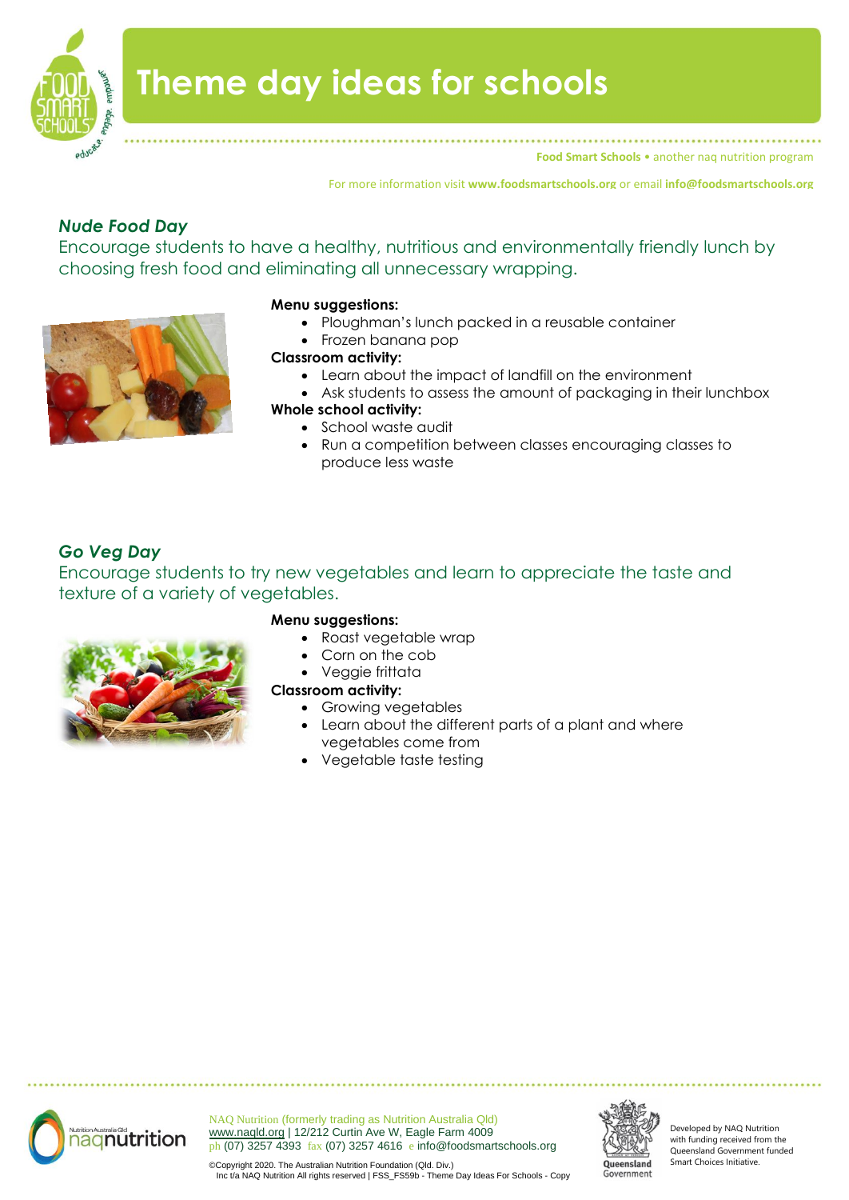# Theme day ideas for schools

### *Nude Food Day*

Encourage students to have a healthy, nutritious and environmentally friendly lunch by choosing fresh food and eliminating all unnecessary wrapping.

**Menu suggestions:**

- Ploughman's lunch packed in a reusable container
- Frozen banana pop

**Classroom activity:**

- Learn about the impact of landfill on the environment
- Ask students to assess the amount of packaging in their lunchbox

**Whole school activity:**

- School waste audit
- Run a competition between classes encouraging classes to produce less waste

### *Go Veg Day*

Encourage students to try new vegetables and learn to appreciate the taste and texture of a variety of vegetables.

**Menu suggestions:**

- Roast vegetable wrap
- Corn on the cob
- Veggie frittata

**Classroom activity:**

- Growing vegetables
- Learn about the different parts of a plant and where vegetables come from
- Vegetable taste testing